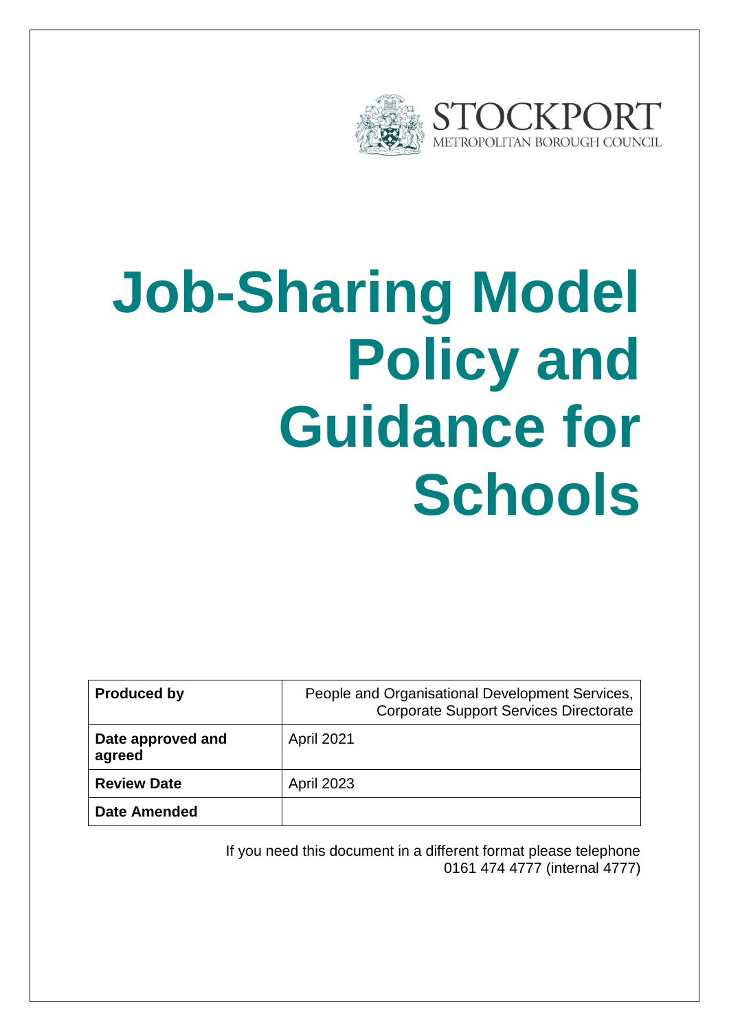STOCKPORT
METROPOLITAN BOROUGH COUNCIL

# Job-Sharing Model Policy and Guidance for Schools

| **Produced by** | People and Organisational Development Services, Corporate Support Services Directorate |
|---|---|
| **Date approved and agreed** | April 2021 |
| **Review Date** | April 2023 |
| **Date Amended** | |

If you need this document in a different format please telephone 0161 474 4777 (internal 4777)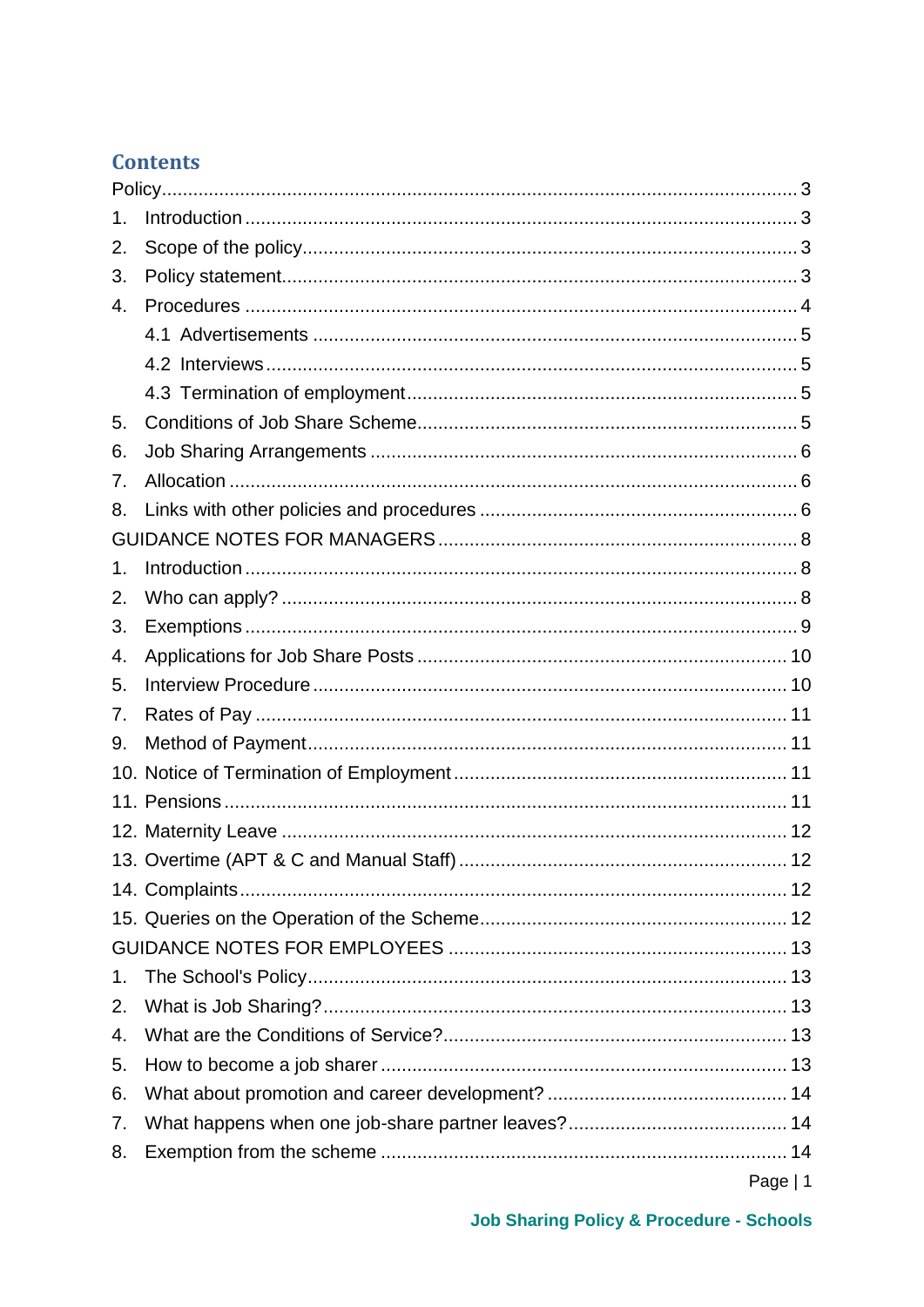## Contents

Policy ........ 3

1. Introduction ........ 3
2. Scope of the policy ........ 3
3. Policy statement ........ 3
4. Procedures ........ 4
   - 4.1 Advertisements ........ 5
   - 4.2 Interviews ........ 5
   - 4.3 Termination of employment ........ 5
5. Conditions of Job Share Scheme ........ 5
6. Job Sharing Arrangements ........ 6
7. Allocation ........ 6
8. Links with other policies and procedures ........ 6

GUIDANCE NOTES FOR MANAGERS ........ 8

1. Introduction ........ 8
2. Who can apply? ........ 8
3. Exemptions ........ 9
4. Applications for Job Share Posts ........ 10
5. Interview Procedure ........ 10
7. Rates of Pay ........ 11
9. Method of Payment ........ 11
10. Notice of Termination of Employment ........ 11
11. Pensions ........ 11
12. Maternity Leave ........ 12
13. Overtime (APT & C and Manual Staff) ........ 12
14. Complaints ........ 12
15. Queries on the Operation of the Scheme ........ 12

GUIDANCE NOTES FOR EMPLOYEES ........ 13

1. The School's Policy ........ 13
2. What is Job Sharing? ........ 13
4. What are the Conditions of Service? ........ 13
5. How to become a job sharer ........ 13
6. What about promotion and career development? ........ 14
7. What happens when one job-share partner leaves? ........ 14
8. Exemption from the scheme ........ 14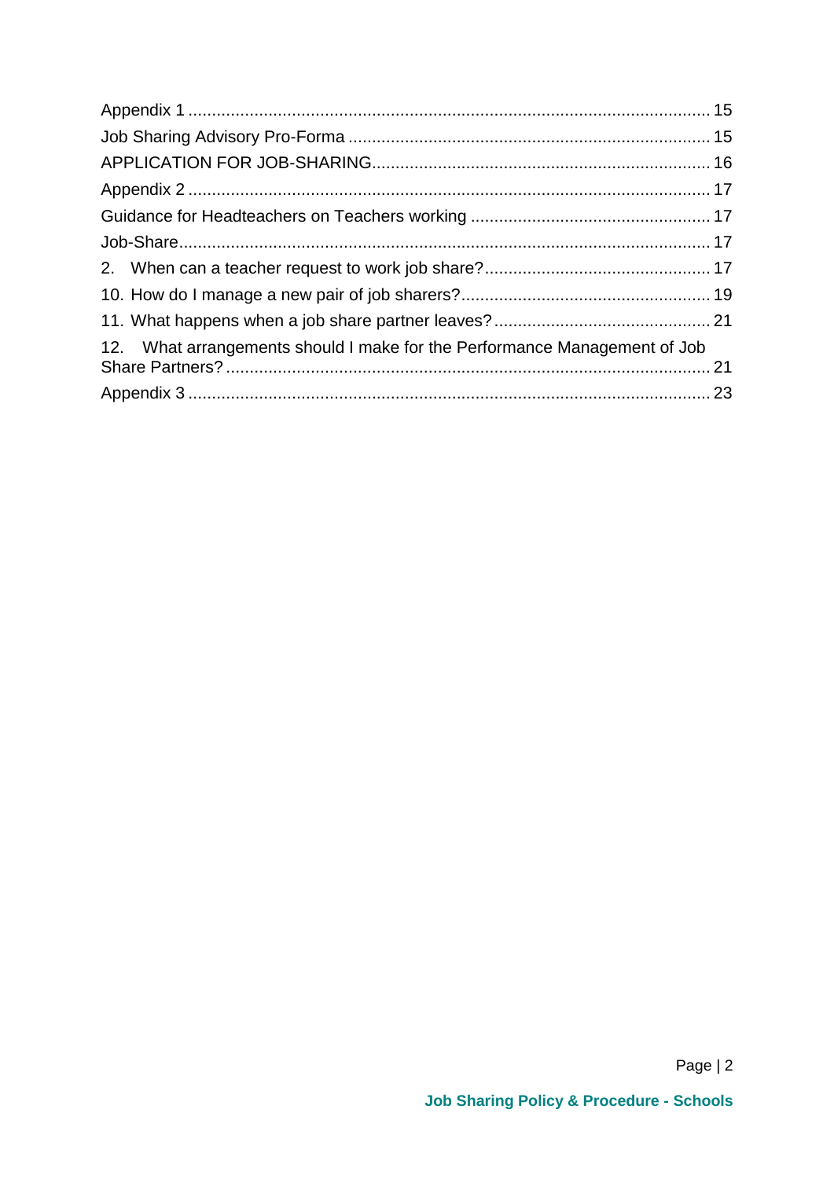Appendix 1 ........................................................................................................... 15

Job Sharing Advisory Pro-Forma ........................................................................... 15

APPLICATION FOR JOB-SHARING...................................................................... 16

Appendix 2 ........................................................................................................... 17

Guidance for Headteachers on Teachers working .................................................. 17

Job-Share.............................................................................................................. 17

2. When can a teacher request to work job share?............................................... 17

10. How do I manage a new pair of job sharers?.................................................... 19

11. What happens when a job share partner leaves?............................................. 21

12. What arrangements should I make for the Performance Management of Job Share Partners? ..................................................................................................... 21

Appendix 3 ........................................................................................................... 23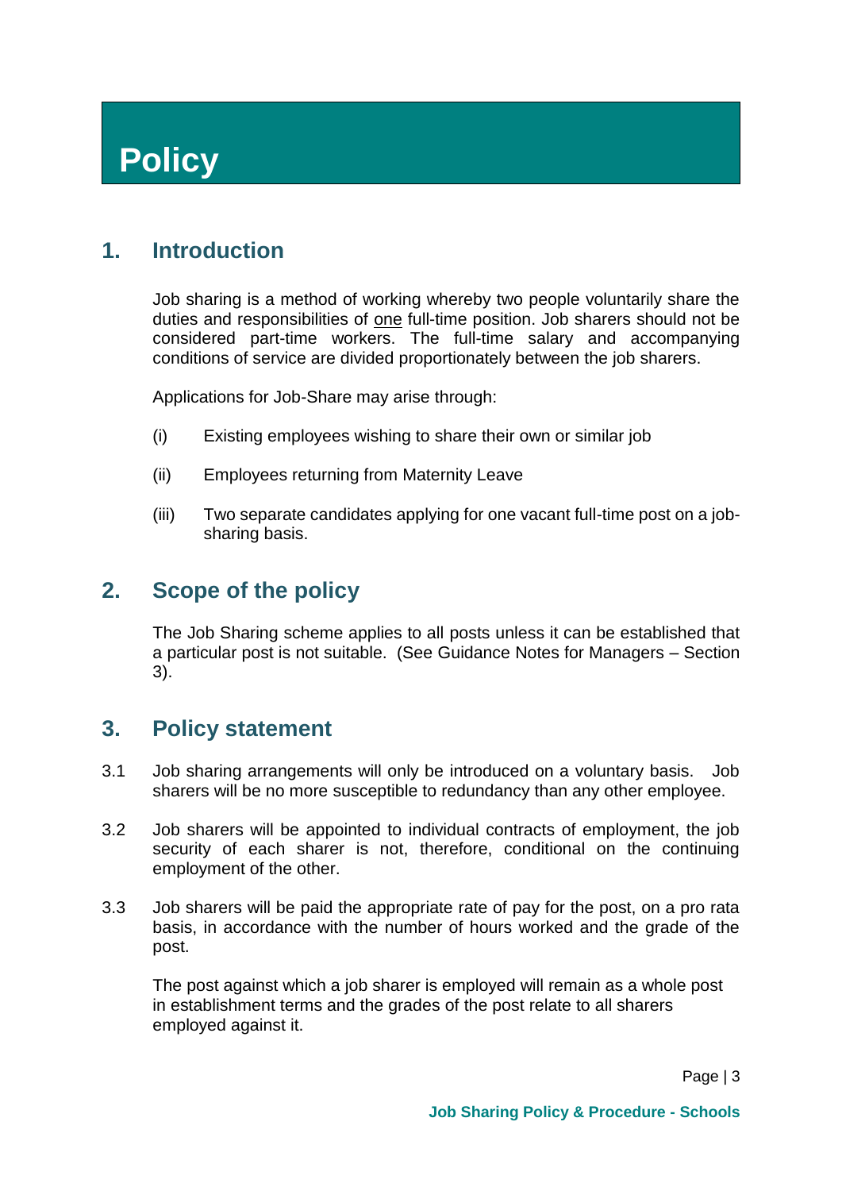# Policy

## 1. Introduction

Job sharing is a method of working whereby two people voluntarily share the duties and responsibilities of <u>one</u> full-time position. Job sharers should not be considered part-time workers. The full-time salary and accompanying conditions of service are divided proportionately between the job sharers.

Applications for Job-Share may arise through:

(i) Existing employees wishing to share their own or similar job

(ii) Employees returning from Maternity Leave

(iii) Two separate candidates applying for one vacant full-time post on a job-sharing basis.

## 2. Scope of the policy

The Job Sharing scheme applies to all posts unless it can be established that a particular post is not suitable. (See Guidance Notes for Managers – Section 3).

## 3. Policy statement

3.1 Job sharing arrangements will only be introduced on a voluntary basis. Job sharers will be no more susceptible to redundancy than any other employee.

3.2 Job sharers will be appointed to individual contracts of employment, the job security of each sharer is not, therefore, conditional on the continuing employment of the other.

3.3 Job sharers will be paid the appropriate rate of pay for the post, on a pro rata basis, in accordance with the number of hours worked and the grade of the post.

The post against which a job sharer is employed will remain as a whole post in establishment terms and the grades of the post relate to all sharers employed against it.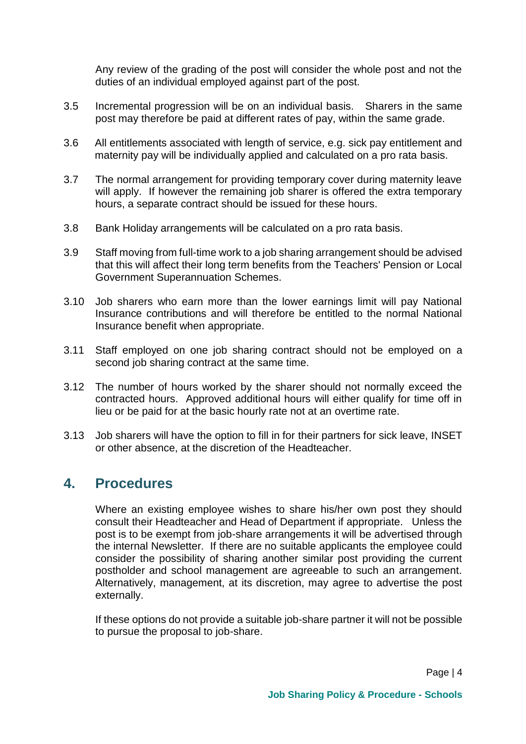Any review of the grading of the post will consider the whole post and not the duties of an individual employed against part of the post.

3.5 Incremental progression will be on an individual basis. Sharers in the same post may therefore be paid at different rates of pay, within the same grade.

3.6 All entitlements associated with length of service, e.g. sick pay entitlement and maternity pay will be individually applied and calculated on a pro rata basis.

3.7 The normal arrangement for providing temporary cover during maternity leave will apply. If however the remaining job sharer is offered the extra temporary hours, a separate contract should be issued for these hours.

3.8 Bank Holiday arrangements will be calculated on a pro rata basis.

3.9 Staff moving from full-time work to a job sharing arrangement should be advised that this will affect their long term benefits from the Teachers' Pension or Local Government Superannuation Schemes.

3.10 Job sharers who earn more than the lower earnings limit will pay National Insurance contributions and will therefore be entitled to the normal National Insurance benefit when appropriate.

3.11 Staff employed on one job sharing contract should not be employed on a second job sharing contract at the same time.

3.12 The number of hours worked by the sharer should not normally exceed the contracted hours. Approved additional hours will either qualify for time off in lieu or be paid for at the basic hourly rate not at an overtime rate.

3.13 Job sharers will have the option to fill in for their partners for sick leave, INSET or other absence, at the discretion of the Headteacher.

## 4. Procedures

Where an existing employee wishes to share his/her own post they should consult their Headteacher and Head of Department if appropriate. Unless the post is to be exempt from job-share arrangements it will be advertised through the internal Newsletter. If there are no suitable applicants the employee could consider the possibility of sharing another similar post providing the current postholder and school management are agreeable to such an arrangement. Alternatively, management, at its discretion, may agree to advertise the post externally.

If these options do not provide a suitable job-share partner it will not be possible to pursue the proposal to job-share.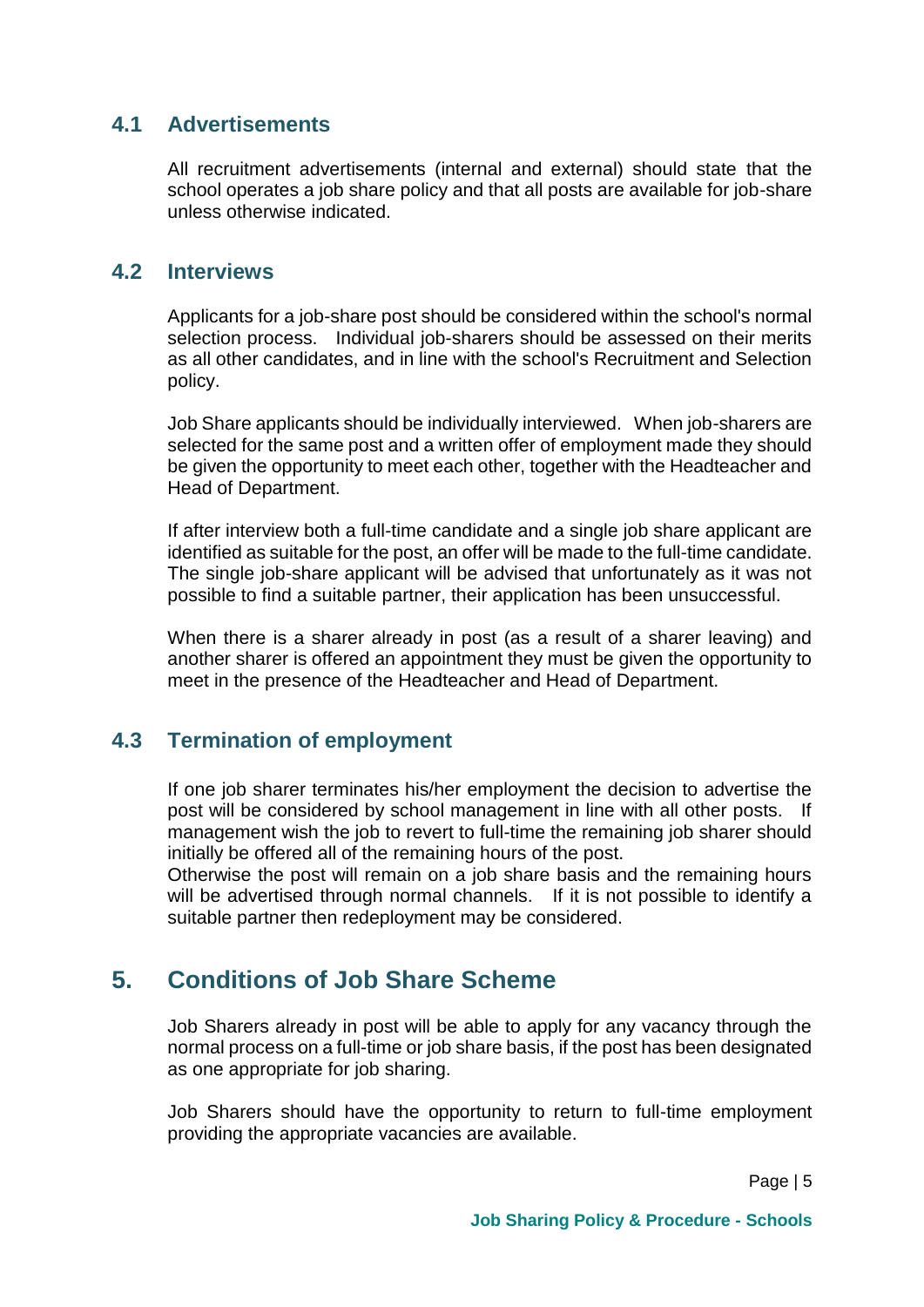### 4.1 Advertisements

All recruitment advertisements (internal and external) should state that the school operates a job share policy and that all posts are available for job-share unless otherwise indicated.

### 4.2 Interviews

Applicants for a job-share post should be considered within the school's normal selection process. Individual job-sharers should be assessed on their merits as all other candidates, and in line with the school's Recruitment and Selection policy.

Job Share applicants should be individually interviewed. When job-sharers are selected for the same post and a written offer of employment made they should be given the opportunity to meet each other, together with the Headteacher and Head of Department.

If after interview both a full-time candidate and a single job share applicant are identified as suitable for the post, an offer will be made to the full-time candidate. The single job-share applicant will be advised that unfortunately as it was not possible to find a suitable partner, their application has been unsuccessful.

When there is a sharer already in post (as a result of a sharer leaving) and another sharer is offered an appointment they must be given the opportunity to meet in the presence of the Headteacher and Head of Department.

### 4.3 Termination of employment

If one job sharer terminates his/her employment the decision to advertise the post will be considered by school management in line with all other posts. If management wish the job to revert to full-time the remaining job sharer should initially be offered all of the remaining hours of the post.
Otherwise the post will remain on a job share basis and the remaining hours will be advertised through normal channels. If it is not possible to identify a suitable partner then redeployment may be considered.

## 5. Conditions of Job Share Scheme

Job Sharers already in post will be able to apply for any vacancy through the normal process on a full-time or job share basis, if the post has been designated as one appropriate for job sharing.

Job Sharers should have the opportunity to return to full-time employment providing the appropriate vacancies are available.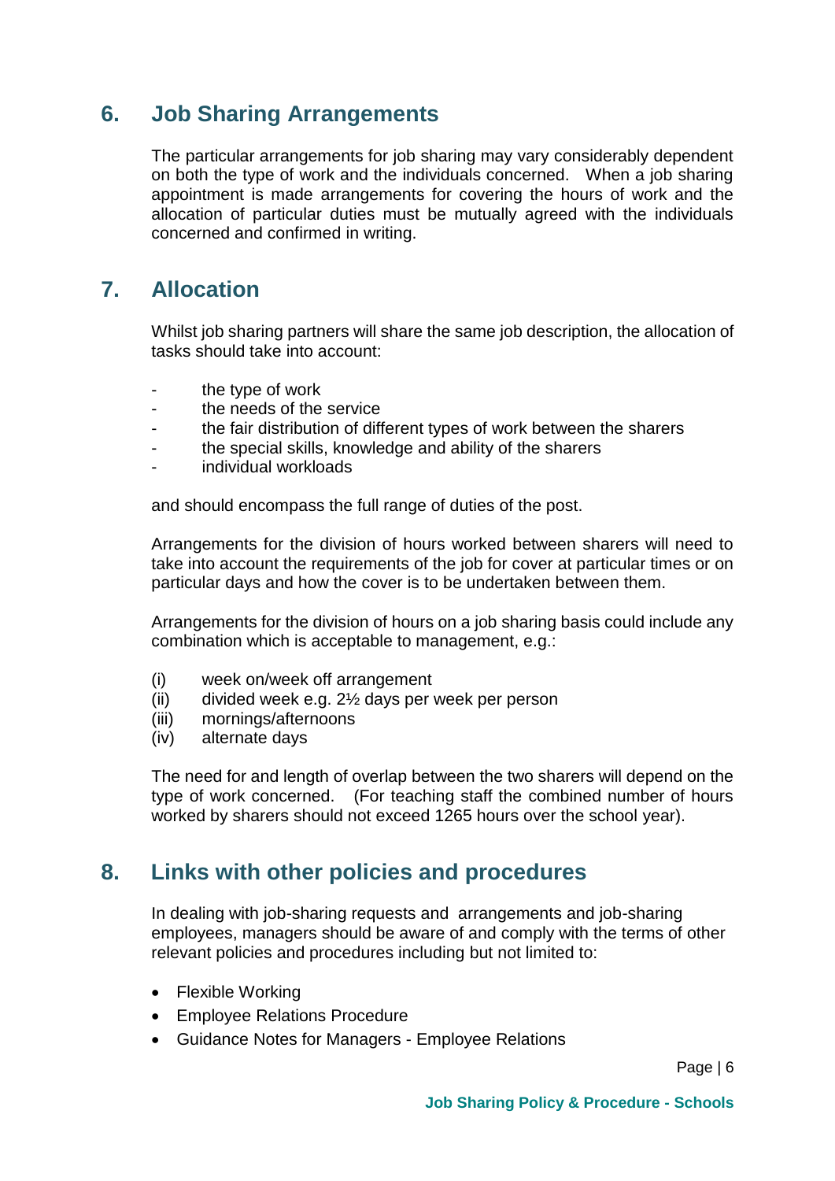## 6. Job Sharing Arrangements

The particular arrangements for job sharing may vary considerably dependent on both the type of work and the individuals concerned. When a job sharing appointment is made arrangements for covering the hours of work and the allocation of particular duties must be mutually agreed with the individuals concerned and confirmed in writing.

## 7. Allocation

Whilst job sharing partners will share the same job description, the allocation of tasks should take into account:

- the type of work
- the needs of the service
- the fair distribution of different types of work between the sharers
- the special skills, knowledge and ability of the sharers
- individual workloads

and should encompass the full range of duties of the post.

Arrangements for the division of hours worked between sharers will need to take into account the requirements of the job for cover at particular times or on particular days and how the cover is to be undertaken between them.

Arrangements for the division of hours on a job sharing basis could include any combination which is acceptable to management, e.g.:

(i) week on/week off arrangement
(ii) divided week e.g. 2½ days per week per person
(iii) mornings/afternoons
(iv) alternate days

The need for and length of overlap between the two sharers will depend on the type of work concerned. (For teaching staff the combined number of hours worked by sharers should not exceed 1265 hours over the school year).

## 8. Links with other policies and procedures

In dealing with job-sharing requests and arrangements and job-sharing employees, managers should be aware of and comply with the terms of other relevant policies and procedures including but not limited to:

- Flexible Working
- Employee Relations Procedure
- Guidance Notes for Managers - Employee Relations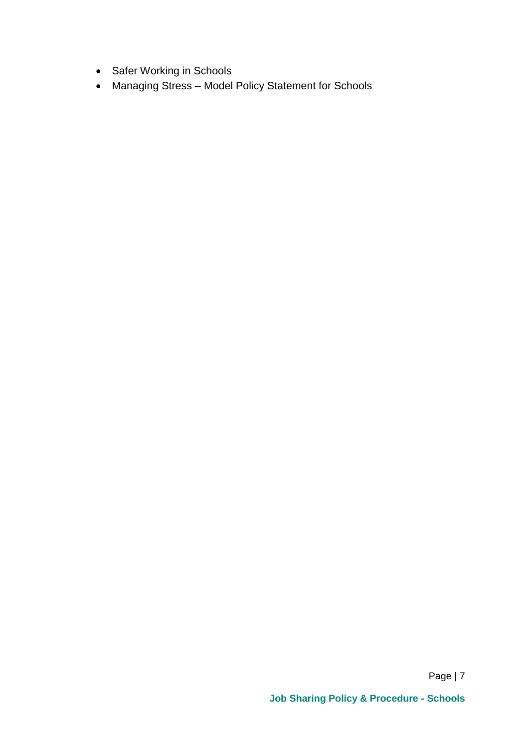- Safer Working in Schools
- Managing Stress – Model Policy Statement for Schools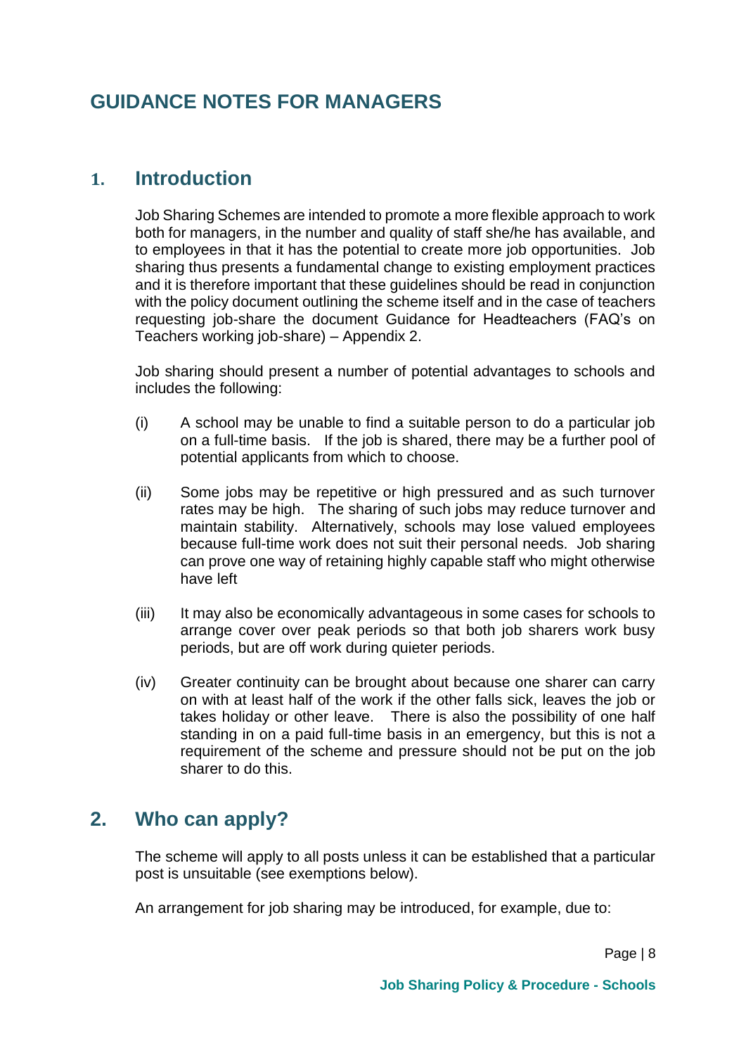# GUIDANCE NOTES FOR MANAGERS

## 1. Introduction

Job Sharing Schemes are intended to promote a more flexible approach to work both for managers, in the number and quality of staff she/he has available, and to employees in that it has the potential to create more job opportunities. Job sharing thus presents a fundamental change to existing employment practices and it is therefore important that these guidelines should be read in conjunction with the policy document outlining the scheme itself and in the case of teachers requesting job-share the document Guidance for Headteachers (FAQ's on Teachers working job-share) – Appendix 2.

Job sharing should present a number of potential advantages to schools and includes the following:

(i) A school may be unable to find a suitable person to do a particular job on a full-time basis. If the job is shared, there may be a further pool of potential applicants from which to choose.

(ii) Some jobs may be repetitive or high pressured and as such turnover rates may be high. The sharing of such jobs may reduce turnover and maintain stability. Alternatively, schools may lose valued employees because full-time work does not suit their personal needs. Job sharing can prove one way of retaining highly capable staff who might otherwise have left

(iii) It may also be economically advantageous in some cases for schools to arrange cover over peak periods so that both job sharers work busy periods, but are off work during quieter periods.

(iv) Greater continuity can be brought about because one sharer can carry on with at least half of the work if the other falls sick, leaves the job or takes holiday or other leave. There is also the possibility of one half standing in on a paid full-time basis in an emergency, but this is not a requirement of the scheme and pressure should not be put on the job sharer to do this.

## 2. Who can apply?

The scheme will apply to all posts unless it can be established that a particular post is unsuitable (see exemptions below).

An arrangement for job sharing may be introduced, for example, due to: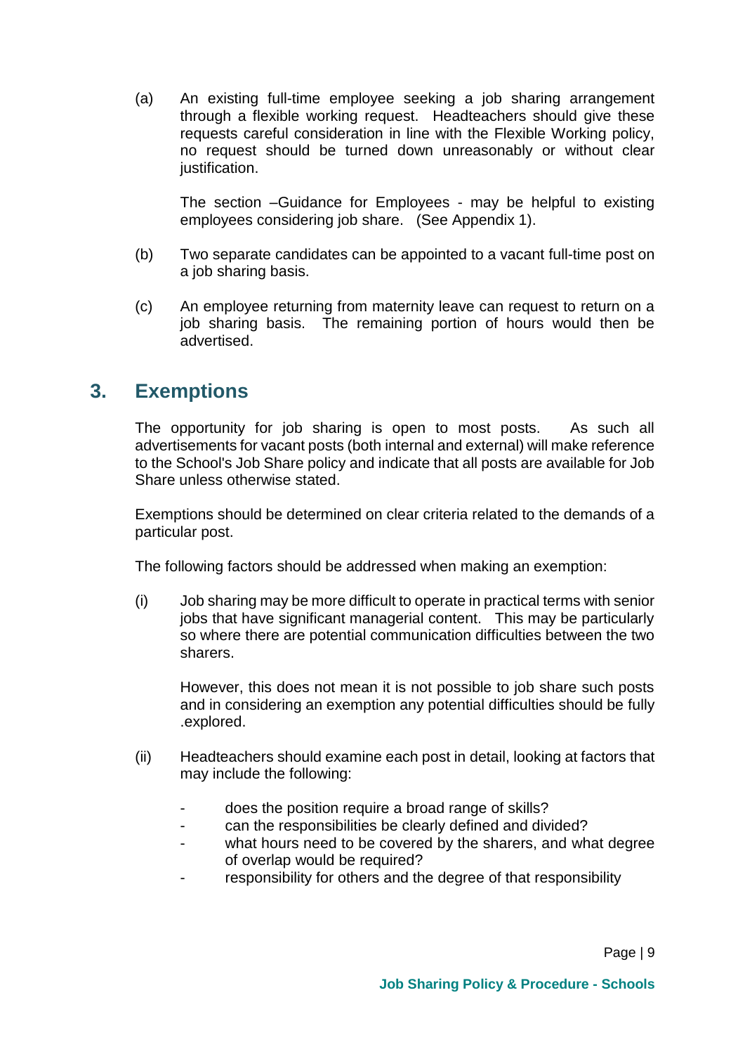(a) An existing full-time employee seeking a job sharing arrangement through a flexible working request. Headteachers should give these requests careful consideration in line with the Flexible Working policy, no request should be turned down unreasonably or without clear justification.

The section –Guidance for Employees - may be helpful to existing employees considering job share. (See Appendix 1).

(b) Two separate candidates can be appointed to a vacant full-time post on a job sharing basis.

(c) An employee returning from maternity leave can request to return on a job sharing basis. The remaining portion of hours would then be advertised.

## 3. Exemptions

The opportunity for job sharing is open to most posts. As such all advertisements for vacant posts (both internal and external) will make reference to the School's Job Share policy and indicate that all posts are available for Job Share unless otherwise stated.

Exemptions should be determined on clear criteria related to the demands of a particular post.

The following factors should be addressed when making an exemption:

(i) Job sharing may be more difficult to operate in practical terms with senior jobs that have significant managerial content. This may be particularly so where there are potential communication difficulties between the two sharers.

However, this does not mean it is not possible to job share such posts and in considering an exemption any potential difficulties should be fully .explored.

(ii) Headteachers should examine each post in detail, looking at factors that may include the following:

- does the position require a broad range of skills?
- can the responsibilities be clearly defined and divided?
- what hours need to be covered by the sharers, and what degree of overlap would be required?
- responsibility for others and the degree of that responsibility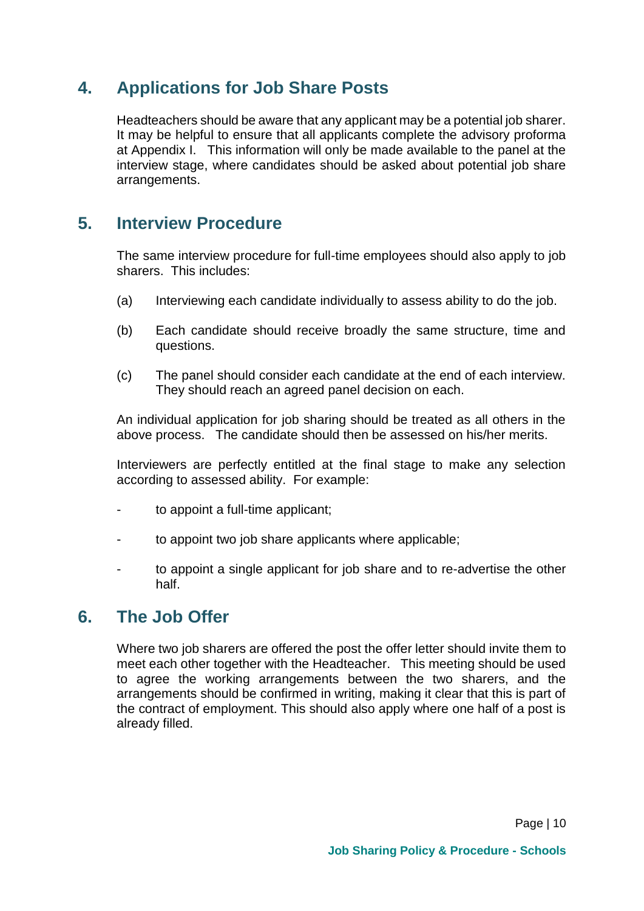## 4. Applications for Job Share Posts

Headteachers should be aware that any applicant may be a potential job sharer. It may be helpful to ensure that all applicants complete the advisory proforma at Appendix I. This information will only be made available to the panel at the interview stage, where candidates should be asked about potential job share arrangements.

## 5. Interview Procedure

The same interview procedure for full-time employees should also apply to job sharers. This includes:

(a) Interviewing each candidate individually to assess ability to do the job.

(b) Each candidate should receive broadly the same structure, time and questions.

(c) The panel should consider each candidate at the end of each interview. They should reach an agreed panel decision on each.

An individual application for job sharing should be treated as all others in the above process. The candidate should then be assessed on his/her merits.

Interviewers are perfectly entitled at the final stage to make any selection according to assessed ability. For example:

- to appoint a full-time applicant;
- to appoint two job share applicants where applicable;
- to appoint a single applicant for job share and to re-advertise the other half.

## 6. The Job Offer

Where two job sharers are offered the post the offer letter should invite them to meet each other together with the Headteacher. This meeting should be used to agree the working arrangements between the two sharers, and the arrangements should be confirmed in writing, making it clear that this is part of the contract of employment. This should also apply where one half of a post is already filled.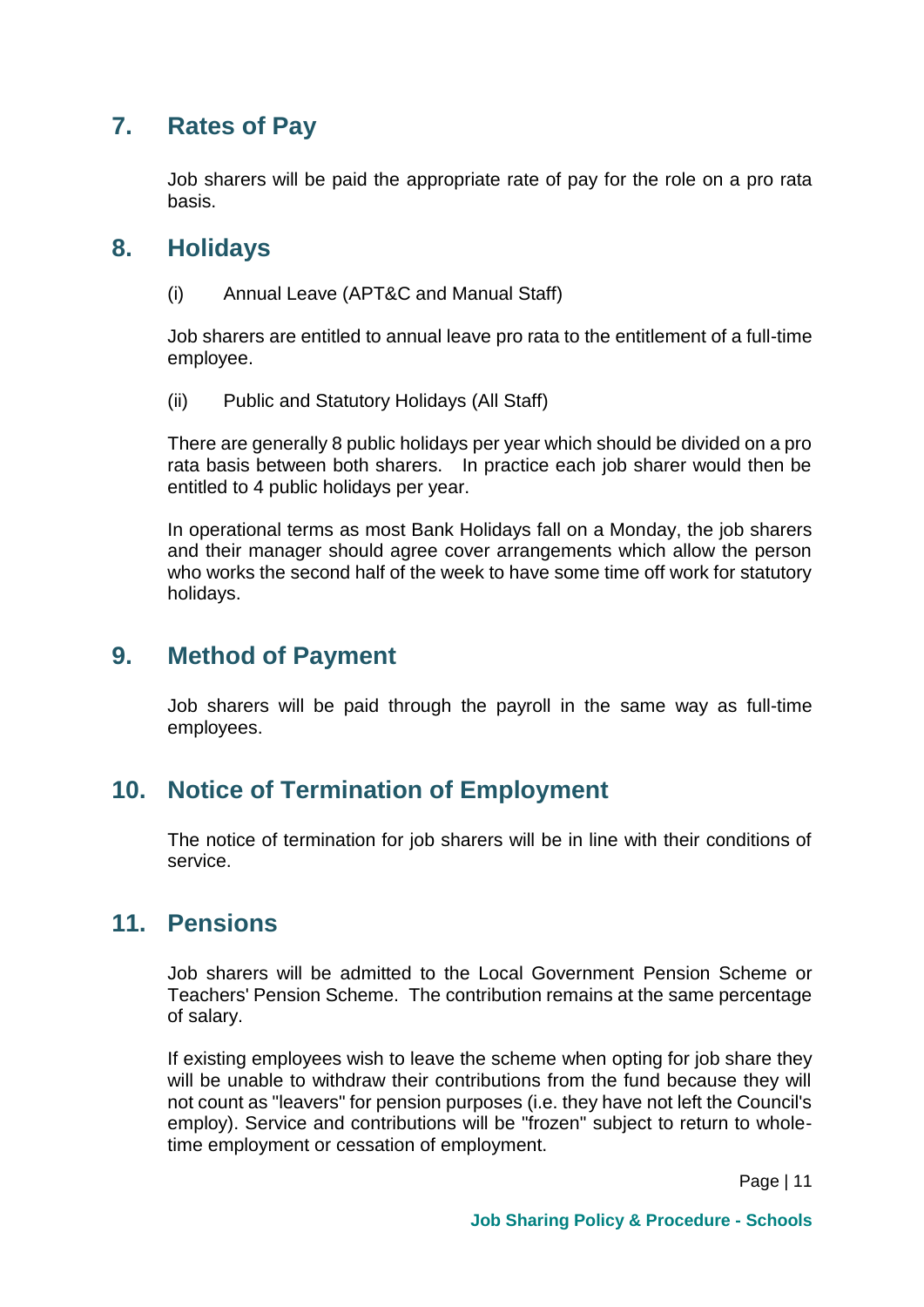## 7. Rates of Pay

Job sharers will be paid the appropriate rate of pay for the role on a pro rata basis.

## 8. Holidays

(i) Annual Leave (APT&C and Manual Staff)

Job sharers are entitled to annual leave pro rata to the entitlement of a full-time employee.

(ii) Public and Statutory Holidays (All Staff)

There are generally 8 public holidays per year which should be divided on a pro rata basis between both sharers. In practice each job sharer would then be entitled to 4 public holidays per year.

In operational terms as most Bank Holidays fall on a Monday, the job sharers and their manager should agree cover arrangements which allow the person who works the second half of the week to have some time off work for statutory holidays.

## 9. Method of Payment

Job sharers will be paid through the payroll in the same way as full-time employees.

## 10. Notice of Termination of Employment

The notice of termination for job sharers will be in line with their conditions of service.

## 11. Pensions

Job sharers will be admitted to the Local Government Pension Scheme or Teachers' Pension Scheme. The contribution remains at the same percentage of salary.

If existing employees wish to leave the scheme when opting for job share they will be unable to withdraw their contributions from the fund because they will not count as "leavers" for pension purposes (i.e. they have not left the Council's employ). Service and contributions will be "frozen" subject to return to whole-time employment or cessation of employment.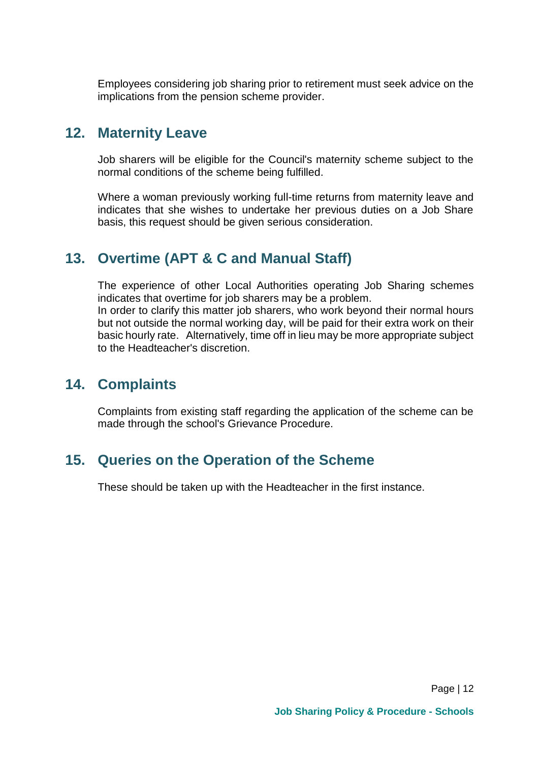Employees considering job sharing prior to retirement must seek advice on the implications from the pension scheme provider.

## 12. Maternity Leave

Job sharers will be eligible for the Council's maternity scheme subject to the normal conditions of the scheme being fulfilled.

Where a woman previously working full-time returns from maternity leave and indicates that she wishes to undertake her previous duties on a Job Share basis, this request should be given serious consideration.

## 13. Overtime (APT & C and Manual Staff)

The experience of other Local Authorities operating Job Sharing schemes indicates that overtime for job sharers may be a problem.
In order to clarify this matter job sharers, who work beyond their normal hours but not outside the normal working day, will be paid for their extra work on their basic hourly rate. Alternatively, time off in lieu may be more appropriate subject to the Headteacher's discretion.

## 14. Complaints

Complaints from existing staff regarding the application of the scheme can be made through the school's Grievance Procedure.

## 15. Queries on the Operation of the Scheme

These should be taken up with the Headteacher in the first instance.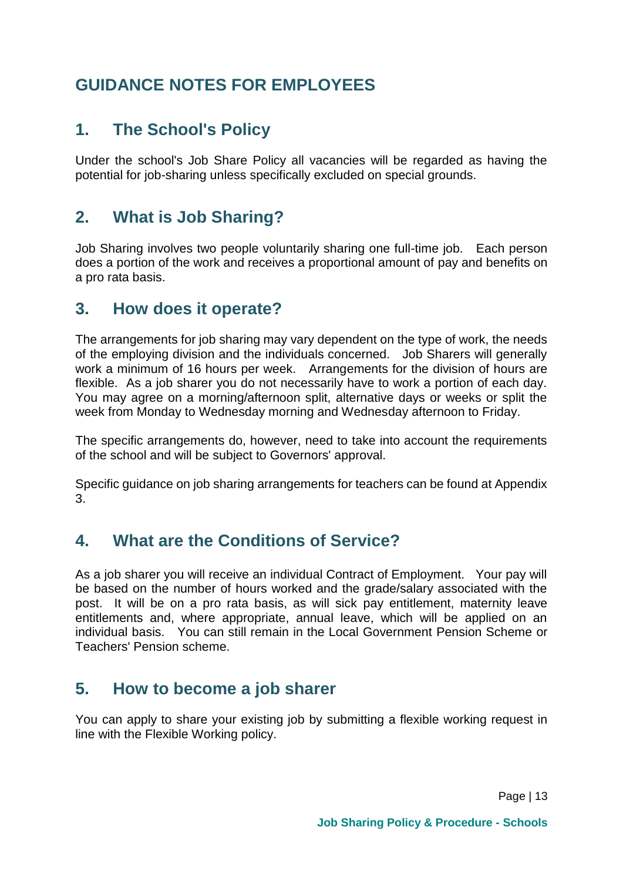# GUIDANCE NOTES FOR EMPLOYEES

## 1. The School's Policy

Under the school's Job Share Policy all vacancies will be regarded as having the potential for job-sharing unless specifically excluded on special grounds.

## 2. What is Job Sharing?

Job Sharing involves two people voluntarily sharing one full-time job. Each person does a portion of the work and receives a proportional amount of pay and benefits on a pro rata basis.

## 3. How does it operate?

The arrangements for job sharing may vary dependent on the type of work, the needs of the employing division and the individuals concerned. Job Sharers will generally work a minimum of 16 hours per week. Arrangements for the division of hours are flexible. As a job sharer you do not necessarily have to work a portion of each day. You may agree on a morning/afternoon split, alternative days or weeks or split the week from Monday to Wednesday morning and Wednesday afternoon to Friday.

The specific arrangements do, however, need to take into account the requirements of the school and will be subject to Governors' approval.

Specific guidance on job sharing arrangements for teachers can be found at Appendix 3.

## 4. What are the Conditions of Service?

As a job sharer you will receive an individual Contract of Employment. Your pay will be based on the number of hours worked and the grade/salary associated with the post. It will be on a pro rata basis, as will sick pay entitlement, maternity leave entitlements and, where appropriate, annual leave, which will be applied on an individual basis. You can still remain in the Local Government Pension Scheme or Teachers' Pension scheme.

## 5. How to become a job sharer

You can apply to share your existing job by submitting a flexible working request in line with the Flexible Working policy.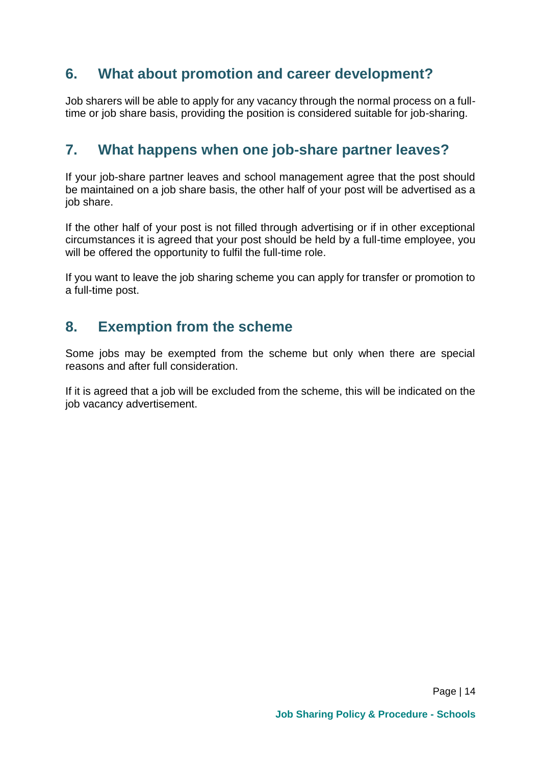## 6. What about promotion and career development?

Job sharers will be able to apply for any vacancy through the normal process on a full-time or job share basis, providing the position is considered suitable for job-sharing.

## 7. What happens when one job-share partner leaves?

If your job-share partner leaves and school management agree that the post should be maintained on a job share basis, the other half of your post will be advertised as a job share.

If the other half of your post is not filled through advertising or if in other exceptional circumstances it is agreed that your post should be held by a full-time employee, you will be offered the opportunity to fulfil the full-time role.

If you want to leave the job sharing scheme you can apply for transfer or promotion to a full-time post.

## 8. Exemption from the scheme

Some jobs may be exempted from the scheme but only when there are special reasons and after full consideration.

If it is agreed that a job will be excluded from the scheme, this will be indicated on the job vacancy advertisement.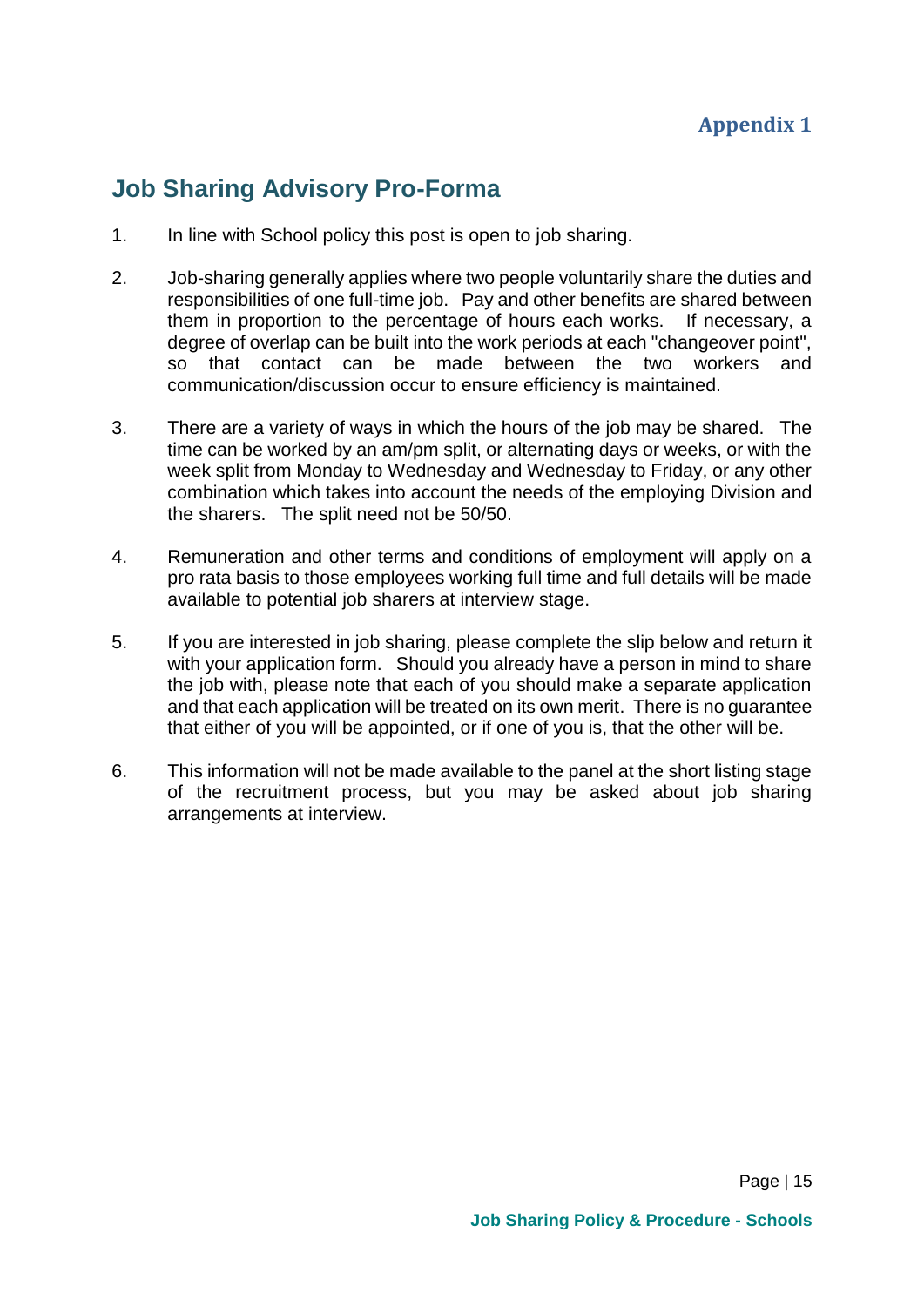**Appendix 1**

## Job Sharing Advisory Pro-Forma

1. In line with School policy this post is open to job sharing.

2. Job-sharing generally applies where two people voluntarily share the duties and responsibilities of one full-time job. Pay and other benefits are shared between them in proportion to the percentage of hours each works. If necessary, a degree of overlap can be built into the work periods at each "changeover point", so that contact can be made between the two workers and communication/discussion occur to ensure efficiency is maintained.

3. There are a variety of ways in which the hours of the job may be shared. The time can be worked by an am/pm split, or alternating days or weeks, or with the week split from Monday to Wednesday and Wednesday to Friday, or any other combination which takes into account the needs of the employing Division and the sharers. The split need not be 50/50.

4. Remuneration and other terms and conditions of employment will apply on a pro rata basis to those employees working full time and full details will be made available to potential job sharers at interview stage.

5. If you are interested in job sharing, please complete the slip below and return it with your application form. Should you already have a person in mind to share the job with, please note that each of you should make a separate application and that each application will be treated on its own merit. There is no guarantee that either of you will be appointed, or if one of you is, that the other will be.

6. This information will not be made available to the panel at the short listing stage of the recruitment process, but you may be asked about job sharing arrangements at interview.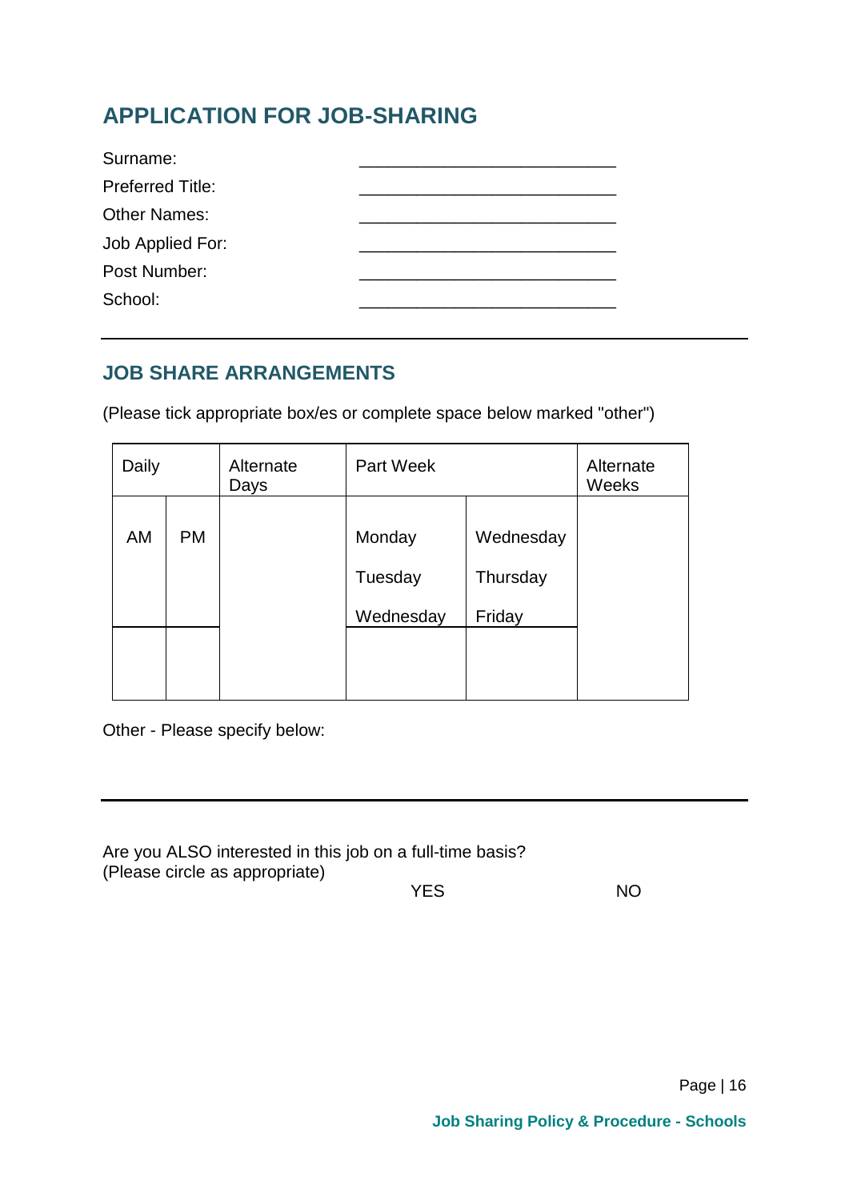## APPLICATION FOR JOB-SHARING

Surname: ___________________________

Preferred Title: ___________________________

Other Names: ___________________________

Job Applied For: ___________________________

Post Number: ___________________________

School: ___________________________

---

### JOB SHARE ARRANGEMENTS

(Please tick appropriate box/es or complete space below marked "other")

| Daily | | Alternate Days | Part Week | | Alternate Weeks |
|---|---|---|---|---|---|
| AM | PM | | Monday<br>Tuesday<br>Wednesday | Wednesday<br>Thursday<br>Friday | |
| | | | | | |

Other - Please specify below:

---

Are you ALSO interested in this job on a full-time basis?
(Please circle as appropriate)

YES NO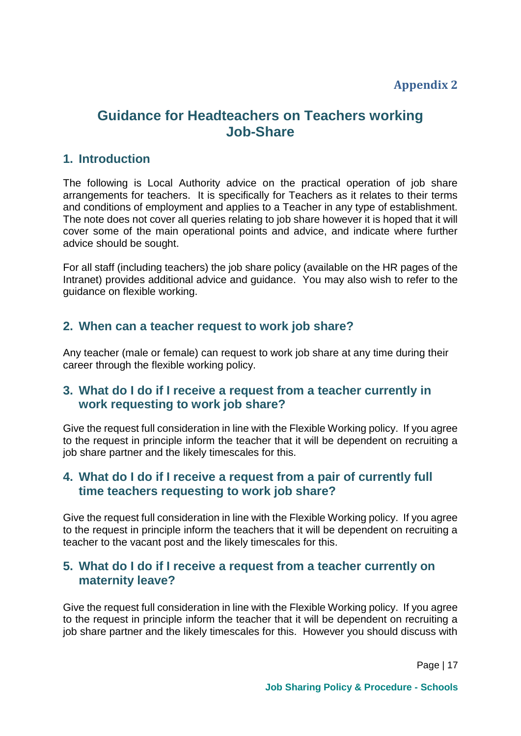**Appendix 2**

# Guidance for Headteachers on Teachers working Job-Share

## 1. Introduction

The following is Local Authority advice on the practical operation of job share arrangements for teachers. It is specifically for Teachers as it relates to their terms and conditions of employment and applies to a Teacher in any type of establishment. The note does not cover all queries relating to job share however it is hoped that it will cover some of the main operational points and advice, and indicate where further advice should be sought.

For all staff (including teachers) the job share policy (available on the HR pages of the Intranet) provides additional advice and guidance. You may also wish to refer to the guidance on flexible working.

## 2. When can a teacher request to work job share?

Any teacher (male or female) can request to work job share at any time during their career through the flexible working policy.

## 3. What do I do if I receive a request from a teacher currently in work requesting to work job share?

Give the request full consideration in line with the Flexible Working policy. If you agree to the request in principle inform the teacher that it will be dependent on recruiting a job share partner and the likely timescales for this.

## 4. What do I do if I receive a request from a pair of currently full time teachers requesting to work job share?

Give the request full consideration in line with the Flexible Working policy. If you agree to the request in principle inform the teachers that it will be dependent on recruiting a teacher to the vacant post and the likely timescales for this.

## 5. What do I do if I receive a request from a teacher currently on maternity leave?

Give the request full consideration in line with the Flexible Working policy. If you agree to the request in principle inform the teacher that it will be dependent on recruiting a job share partner and the likely timescales for this. However you should discuss with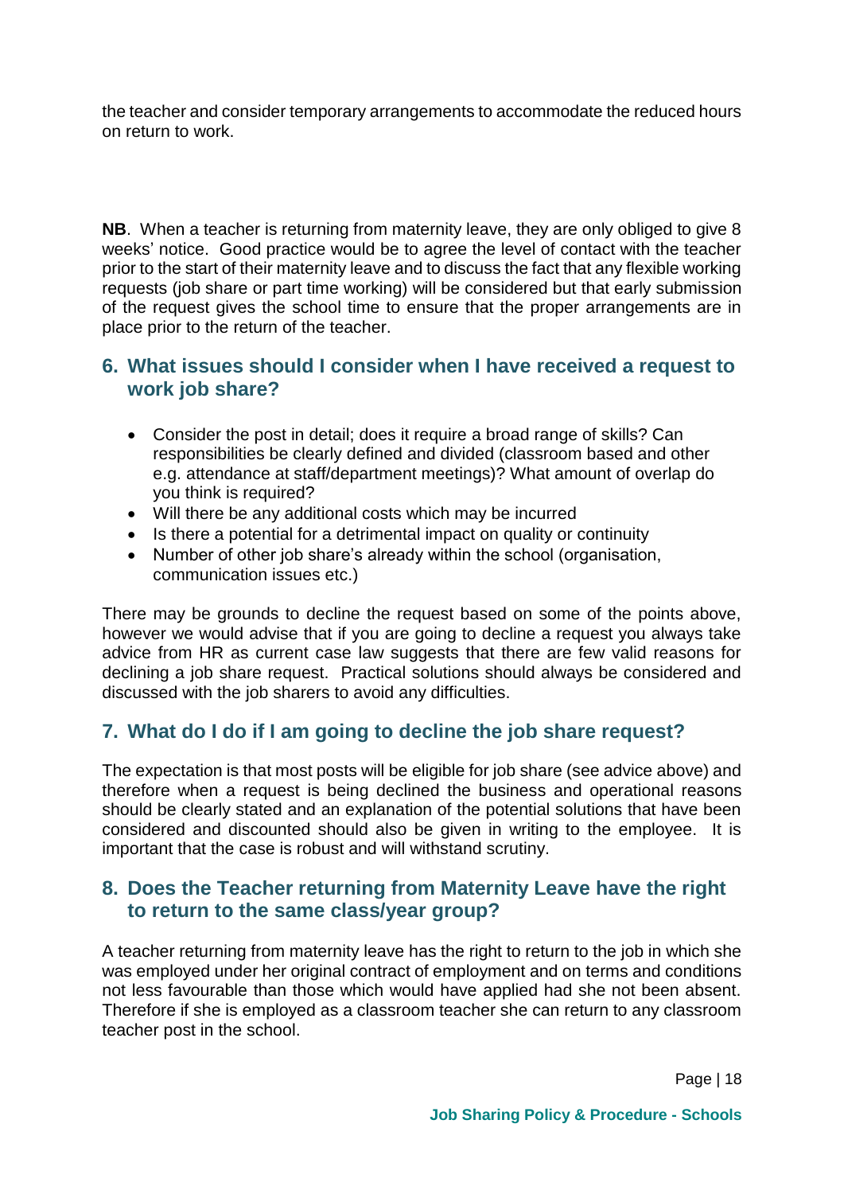the teacher and consider temporary arrangements to accommodate the reduced hours on return to work.

**NB**. When a teacher is returning from maternity leave, they are only obliged to give 8 weeks' notice. Good practice would be to agree the level of contact with the teacher prior to the start of their maternity leave and to discuss the fact that any flexible working requests (job share or part time working) will be considered but that early submission of the request gives the school time to ensure that the proper arrangements are in place prior to the return of the teacher.

## 6. What issues should I consider when I have received a request to work job share?

- Consider the post in detail; does it require a broad range of skills? Can responsibilities be clearly defined and divided (classroom based and other e.g. attendance at staff/department meetings)? What amount of overlap do you think is required?
- Will there be any additional costs which may be incurred
- Is there a potential for a detrimental impact on quality or continuity
- Number of other job share's already within the school (organisation, communication issues etc.)

There may be grounds to decline the request based on some of the points above, however we would advise that if you are going to decline a request you always take advice from HR as current case law suggests that there are few valid reasons for declining a job share request. Practical solutions should always be considered and discussed with the job sharers to avoid any difficulties.

## 7. What do I do if I am going to decline the job share request?

The expectation is that most posts will be eligible for job share (see advice above) and therefore when a request is being declined the business and operational reasons should be clearly stated and an explanation of the potential solutions that have been considered and discounted should also be given in writing to the employee. It is important that the case is robust and will withstand scrutiny.

## 8. Does the Teacher returning from Maternity Leave have the right to return to the same class/year group?

A teacher returning from maternity leave has the right to return to the job in which she was employed under her original contract of employment and on terms and conditions not less favourable than those which would have applied had she not been absent. Therefore if she is employed as a classroom teacher she can return to any classroom teacher post in the school.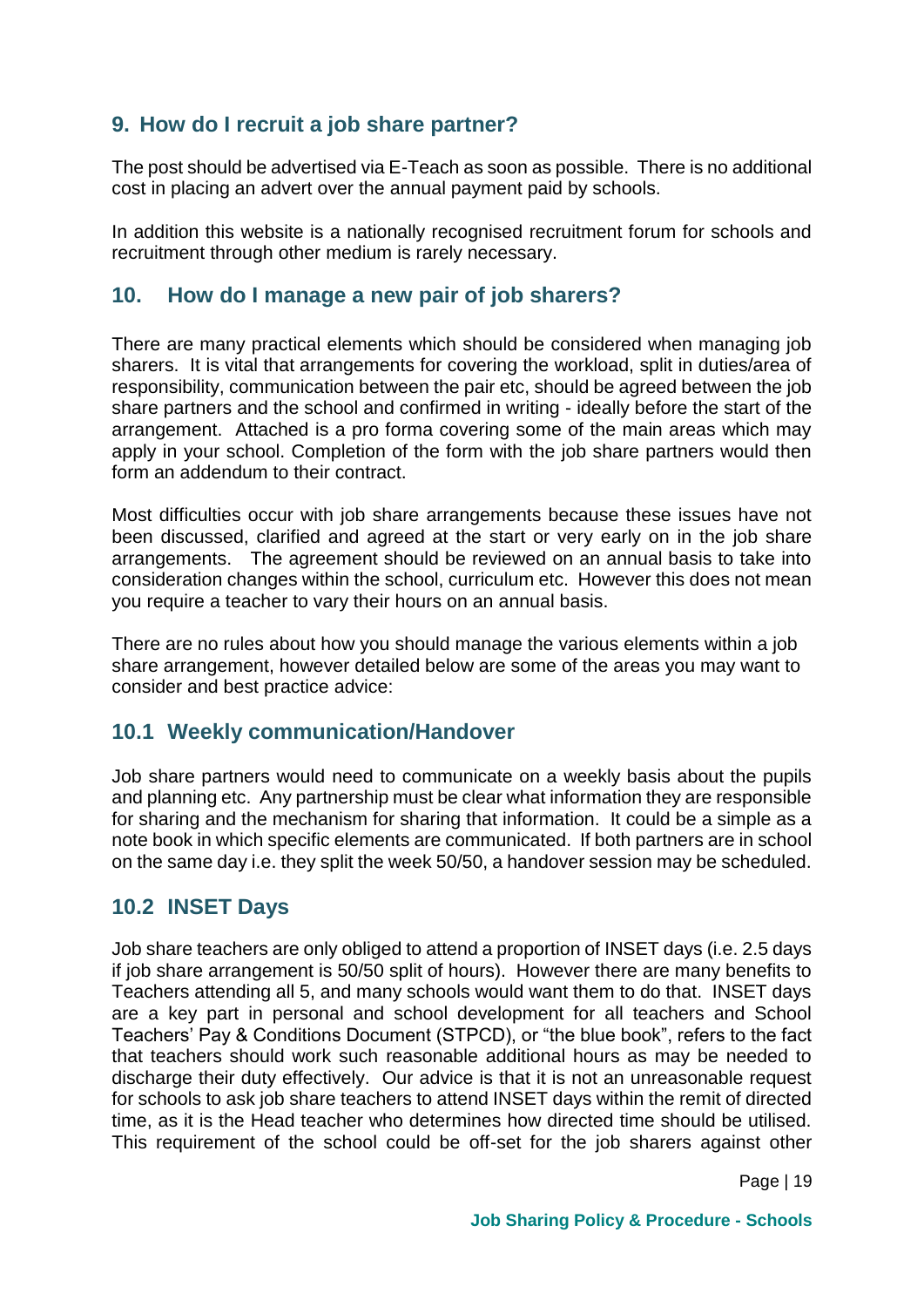## 9. How do I recruit a job share partner?

The post should be advertised via E-Teach as soon as possible. There is no additional cost in placing an advert over the annual payment paid by schools.

In addition this website is a nationally recognised recruitment forum for schools and recruitment through other medium is rarely necessary.

## 10. How do I manage a new pair of job sharers?

There are many practical elements which should be considered when managing job sharers. It is vital that arrangements for covering the workload, split in duties/area of responsibility, communication between the pair etc, should be agreed between the job share partners and the school and confirmed in writing - ideally before the start of the arrangement. Attached is a pro forma covering some of the main areas which may apply in your school. Completion of the form with the job share partners would then form an addendum to their contract.

Most difficulties occur with job share arrangements because these issues have not been discussed, clarified and agreed at the start or very early on in the job share arrangements. The agreement should be reviewed on an annual basis to take into consideration changes within the school, curriculum etc. However this does not mean you require a teacher to vary their hours on an annual basis.

There are no rules about how you should manage the various elements within a job share arrangement, however detailed below are some of the areas you may want to consider and best practice advice:

### 10.1 Weekly communication/Handover

Job share partners would need to communicate on a weekly basis about the pupils and planning etc. Any partnership must be clear what information they are responsible for sharing and the mechanism for sharing that information. It could be a simple as a note book in which specific elements are communicated. If both partners are in school on the same day i.e. they split the week 50/50, a handover session may be scheduled.

### 10.2 INSET Days

Job share teachers are only obliged to attend a proportion of INSET days (i.e. 2.5 days if job share arrangement is 50/50 split of hours). However there are many benefits to Teachers attending all 5, and many schools would want them to do that. INSET days are a key part in personal and school development for all teachers and School Teachers' Pay & Conditions Document (STPCD), or "the blue book", refers to the fact that teachers should work such reasonable additional hours as may be needed to discharge their duty effectively. Our advice is that it is not an unreasonable request for schools to ask job share teachers to attend INSET days within the remit of directed time, as it is the Head teacher who determines how directed time should be utilised. This requirement of the school could be off-set for the job sharers against other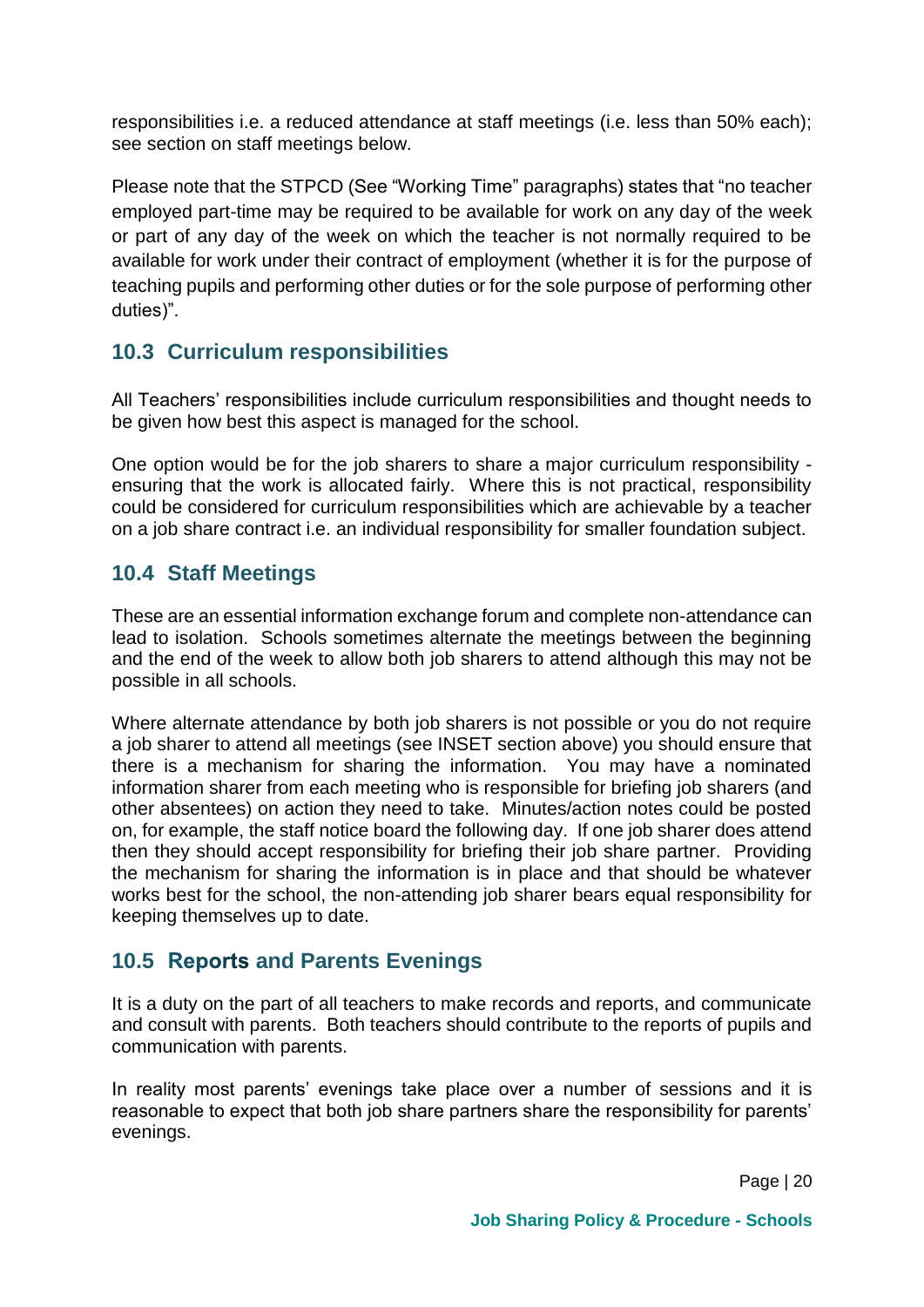responsibilities i.e. a reduced attendance at staff meetings (i.e. less than 50% each); see section on staff meetings below.

Please note that the STPCD (See "Working Time" paragraphs) states that "no teacher employed part-time may be required to be available for work on any day of the week or part of any day of the week on which the teacher is not normally required to be available for work under their contract of employment (whether it is for the purpose of teaching pupils and performing other duties or for the sole purpose of performing other duties)".

## 10.3 Curriculum responsibilities

All Teachers' responsibilities include curriculum responsibilities and thought needs to be given how best this aspect is managed for the school.

One option would be for the job sharers to share a major curriculum responsibility - ensuring that the work is allocated fairly. Where this is not practical, responsibility could be considered for curriculum responsibilities which are achievable by a teacher on a job share contract i.e. an individual responsibility for smaller foundation subject.

## 10.4 Staff Meetings

These are an essential information exchange forum and complete non-attendance can lead to isolation. Schools sometimes alternate the meetings between the beginning and the end of the week to allow both job sharers to attend although this may not be possible in all schools.

Where alternate attendance by both job sharers is not possible or you do not require a job sharer to attend all meetings (see INSET section above) you should ensure that there is a mechanism for sharing the information. You may have a nominated information sharer from each meeting who is responsible for briefing job sharers (and other absentees) on action they need to take. Minutes/action notes could be posted on, for example, the staff notice board the following day. If one job sharer does attend then they should accept responsibility for briefing their job share partner. Providing the mechanism for sharing the information is in place and that should be whatever works best for the school, the non-attending job sharer bears equal responsibility for keeping themselves up to date.

## 10.5 Reports and Parents Evenings

It is a duty on the part of all teachers to make records and reports, and communicate and consult with parents. Both teachers should contribute to the reports of pupils and communication with parents.

In reality most parents' evenings take place over a number of sessions and it is reasonable to expect that both job share partners share the responsibility for parents' evenings.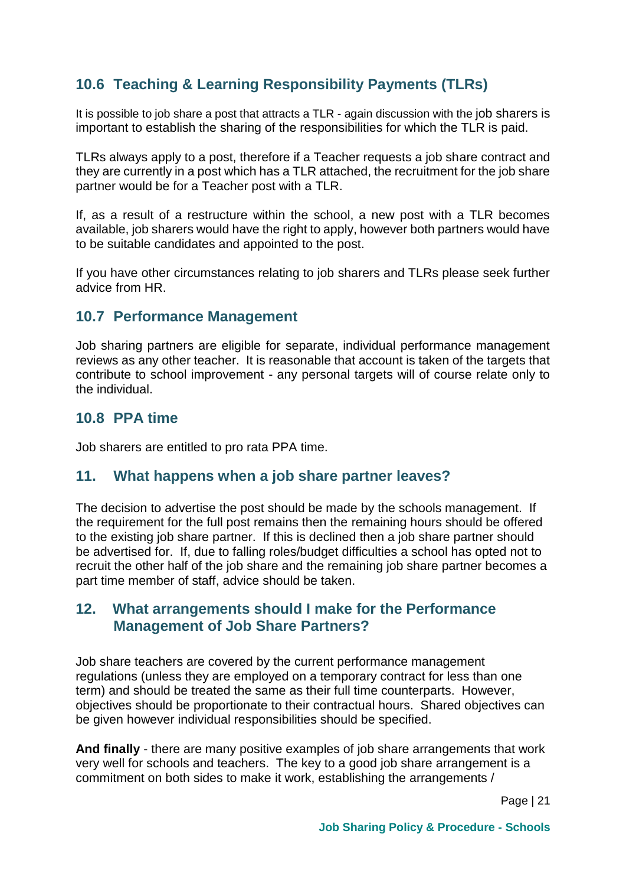### 10.6 Teaching & Learning Responsibility Payments (TLRs)

It is possible to job share a post that attracts a TLR - again discussion with the job sharers is important to establish the sharing of the responsibilities for which the TLR is paid.

TLRs always apply to a post, therefore if a Teacher requests a job share contract and they are currently in a post which has a TLR attached, the recruitment for the job share partner would be for a Teacher post with a TLR.

If, as a result of a restructure within the school, a new post with a TLR becomes available, job sharers would have the right to apply, however both partners would have to be suitable candidates and appointed to the post.

If you have other circumstances relating to job sharers and TLRs please seek further advice from HR.

### 10.7 Performance Management

Job sharing partners are eligible for separate, individual performance management reviews as any other teacher. It is reasonable that account is taken of the targets that contribute to school improvement - any personal targets will of course relate only to the individual.

### 10.8 PPA time

Job sharers are entitled to pro rata PPA time.

## 11. What happens when a job share partner leaves?

The decision to advertise the post should be made by the schools management. If the requirement for the full post remains then the remaining hours should be offered to the existing job share partner. If this is declined then a job share partner should be advertised for. If, due to falling roles/budget difficulties a school has opted not to recruit the other half of the job share and the remaining job share partner becomes a part time member of staff, advice should be taken.

## 12. What arrangements should I make for the Performance Management of Job Share Partners?

Job share teachers are covered by the current performance management regulations (unless they are employed on a temporary contract for less than one term) and should be treated the same as their full time counterparts. However, objectives should be proportionate to their contractual hours. Shared objectives can be given however individual responsibilities should be specified.

**And finally** - there are many positive examples of job share arrangements that work very well for schools and teachers. The key to a good job share arrangement is a commitment on both sides to make it work, establishing the arrangements /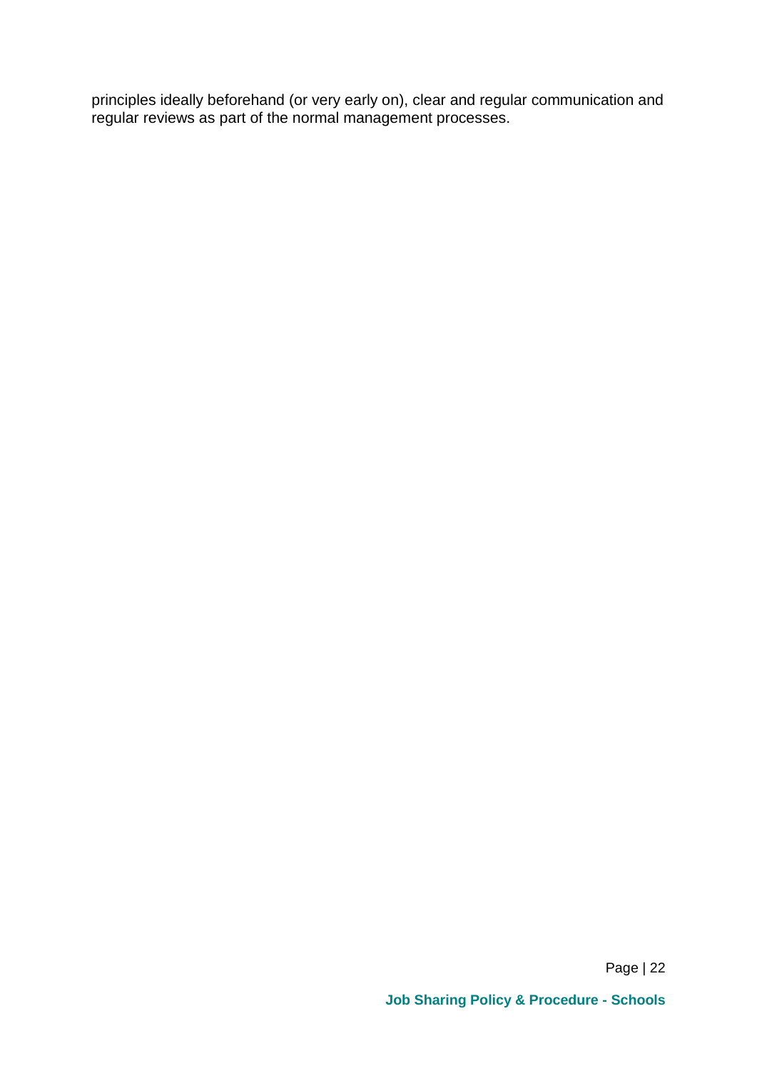principles ideally beforehand (or very early on), clear and regular communication and regular reviews as part of the normal management processes.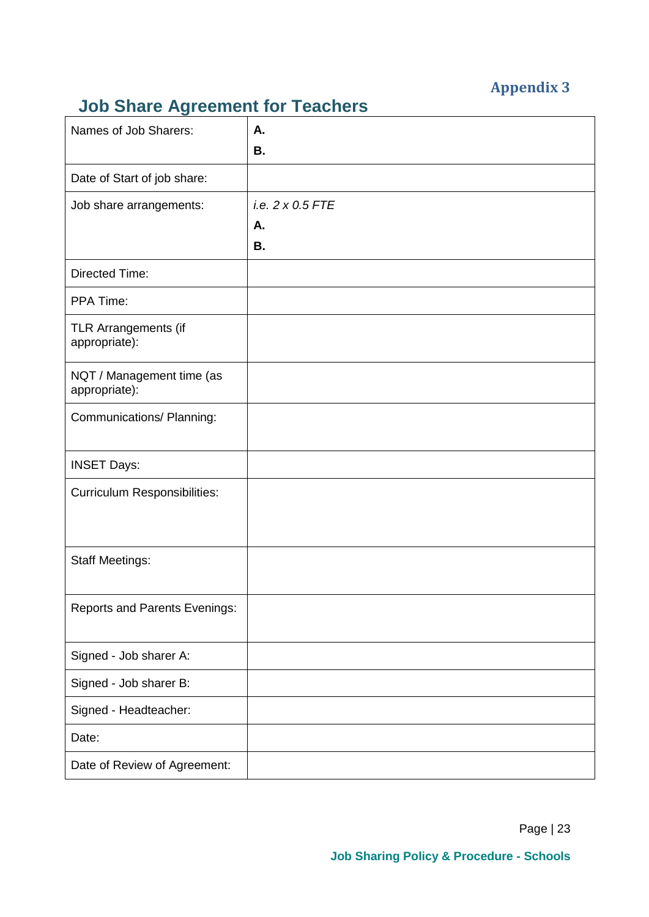**Appendix 3**

## Job Share Agreement for Teachers

| | |
|---|---|
| Names of Job Sharers: | **A.**<br>**B.** |
| Date of Start of job share: | |
| Job share arrangements: | *i.e. 2 x 0.5 FTE*<br>**A.**<br>**B.** |
| Directed Time: | |
| PPA Time: | |
| TLR Arrangements (if appropriate): | |
| NQT / Management time (as appropriate): | |
| Communications/ Planning: | |
| INSET Days: | |
| Curriculum Responsibilities: | |
| Staff Meetings: | |
| Reports and Parents Evenings: | |
| Signed - Job sharer A: | |
| Signed - Job sharer B: | |
| Signed - Headteacher: | |
| Date: | |
| Date of Review of Agreement: | |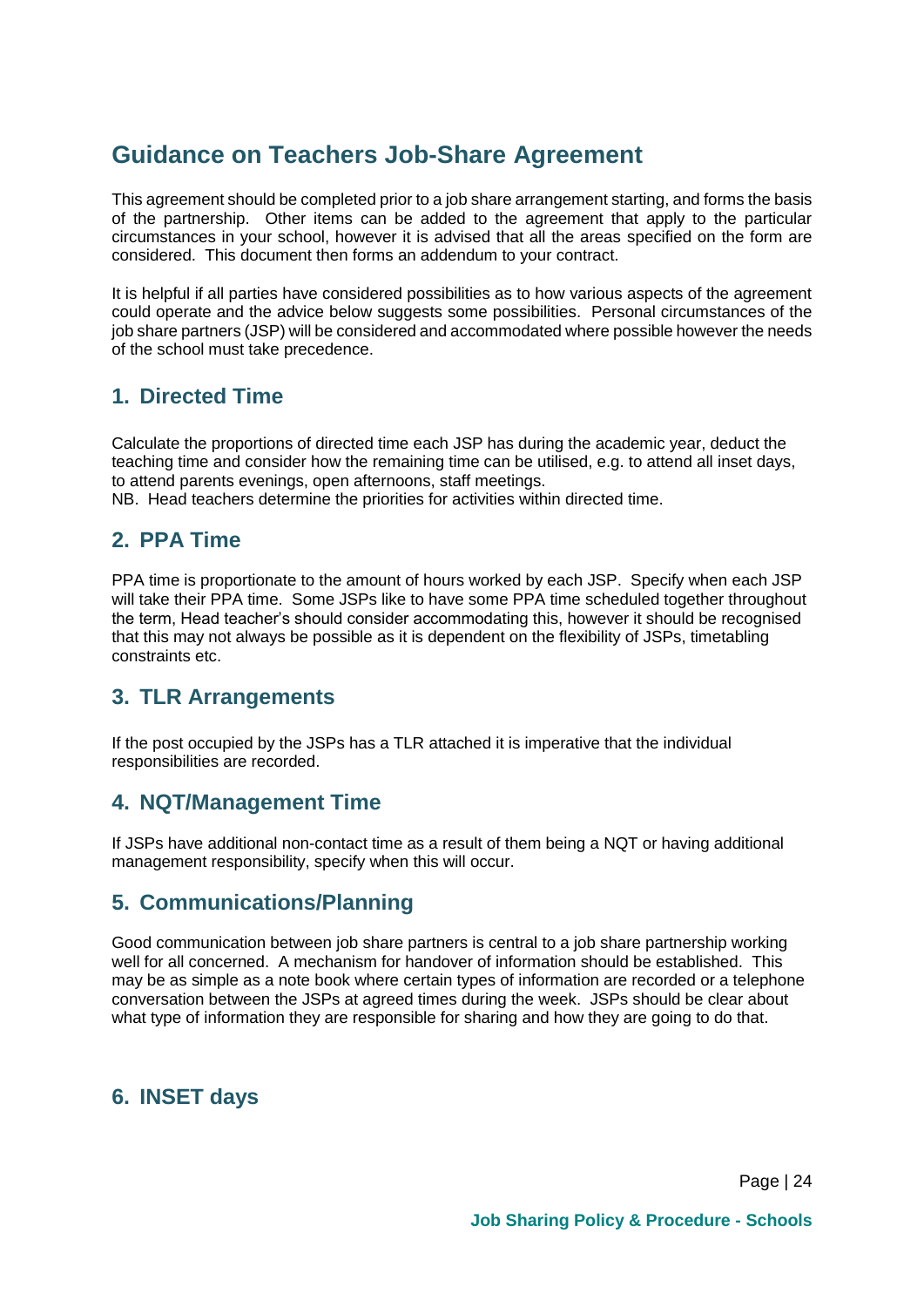## Guidance on Teachers Job-Share Agreement

This agreement should be completed prior to a job share arrangement starting, and forms the basis of the partnership. Other items can be added to the agreement that apply to the particular circumstances in your school, however it is advised that all the areas specified on the form are considered. This document then forms an addendum to your contract.

It is helpful if all parties have considered possibilities as to how various aspects of the agreement could operate and the advice below suggests some possibilities. Personal circumstances of the job share partners (JSP) will be considered and accommodated where possible however the needs of the school must take precedence.

### 1. Directed Time

Calculate the proportions of directed time each JSP has during the academic year, deduct the teaching time and consider how the remaining time can be utilised, e.g. to attend all inset days, to attend parents evenings, open afternoons, staff meetings.
NB. Head teachers determine the priorities for activities within directed time.

### 2. PPA Time

PPA time is proportionate to the amount of hours worked by each JSP. Specify when each JSP will take their PPA time. Some JSPs like to have some PPA time scheduled together throughout the term, Head teacher's should consider accommodating this, however it should be recognised that this may not always be possible as it is dependent on the flexibility of JSPs, timetabling constraints etc.

### 3. TLR Arrangements

If the post occupied by the JSPs has a TLR attached it is imperative that the individual responsibilities are recorded.

### 4. NQT/Management Time

If JSPs have additional non-contact time as a result of them being a NQT or having additional management responsibility, specify when this will occur.

### 5. Communications/Planning

Good communication between job share partners is central to a job share partnership working well for all concerned. A mechanism for handover of information should be established. This may be as simple as a note book where certain types of information are recorded or a telephone conversation between the JSPs at agreed times during the week. JSPs should be clear about what type of information they are responsible for sharing and how they are going to do that.

### 6. INSET days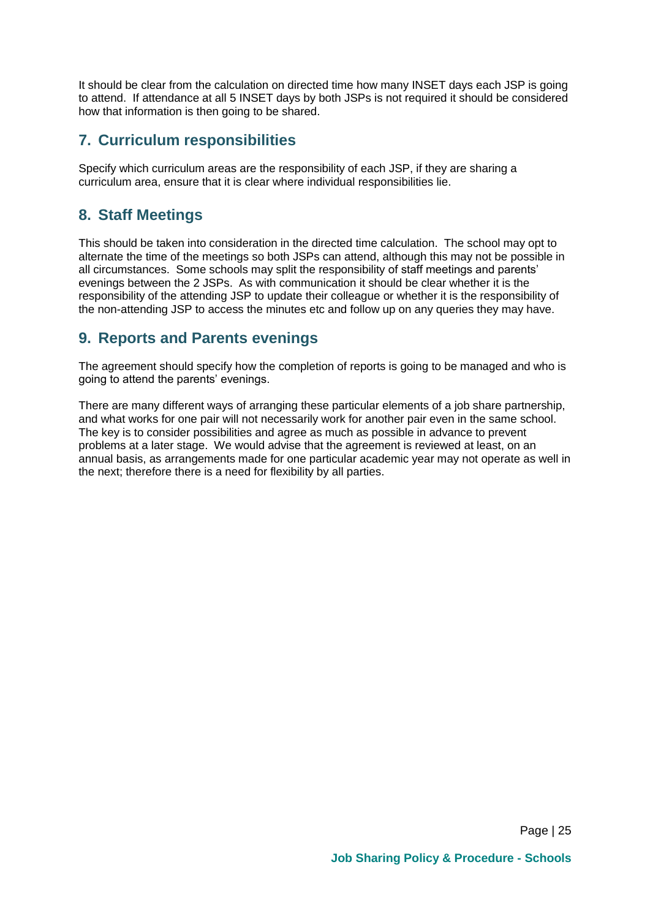It should be clear from the calculation on directed time how many INSET days each JSP is going to attend.  If attendance at all 5 INSET days by both JSPs is not required it should be considered how that information is then going to be shared.

## 7. Curriculum responsibilities

Specify which curriculum areas are the responsibility of each JSP, if they are sharing a curriculum area, ensure that it is clear where individual responsibilities lie.

## 8. Staff Meetings

This should be taken into consideration in the directed time calculation.  The school may opt to alternate the time of the meetings so both JSPs can attend, although this may not be possible in all circumstances.  Some schools may split the responsibility of staff meetings and parents' evenings between the 2 JSPs.  As with communication it should be clear whether it is the responsibility of the attending JSP to update their colleague or whether it is the responsibility of the non-attending JSP to access the minutes etc and follow up on any queries they may have.

## 9. Reports and Parents evenings

The agreement should specify how the completion of reports is going to be managed and who is going to attend the parents' evenings.

There are many different ways of arranging these particular elements of a job share partnership, and what works for one pair will not necessarily work for another pair even in the same school. The key is to consider possibilities and agree as much as possible in advance to prevent problems at a later stage.  We would advise that the agreement is reviewed at least, on an annual basis, as arrangements made for one particular academic year may not operate as well in the next; therefore there is a need for flexibility by all parties.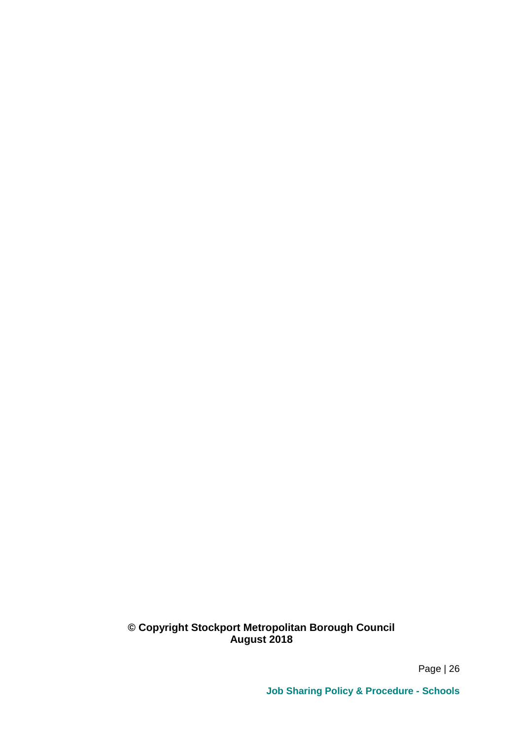**© Copyright Stockport Metropolitan Borough Council**
**August 2018**